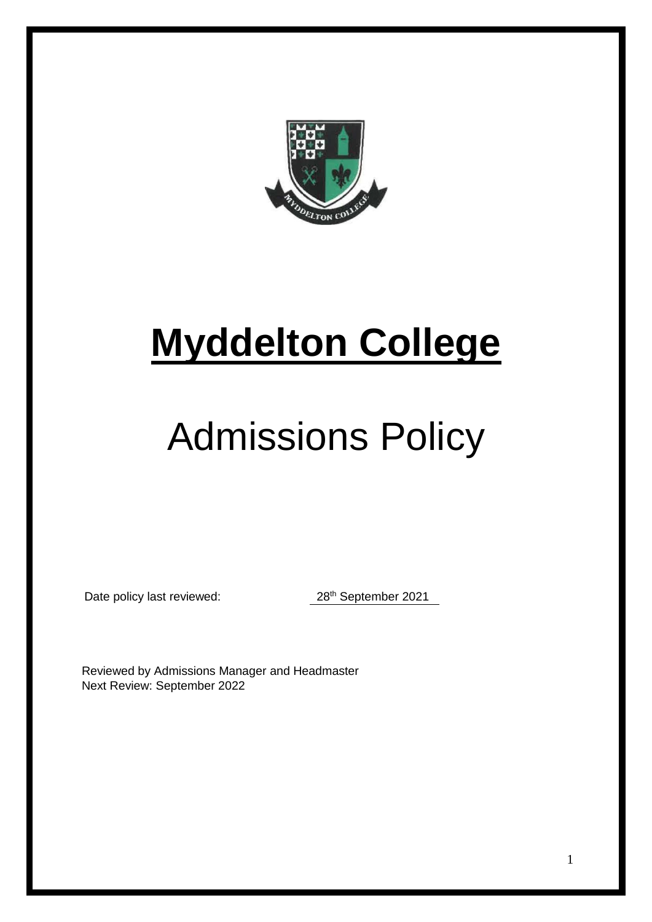# Myddelton College

## Admissions Policy

Date policy last reviewed: 28th September 2021

Reviewed by Admissions Manager and Headmaster
Next Review: September 2022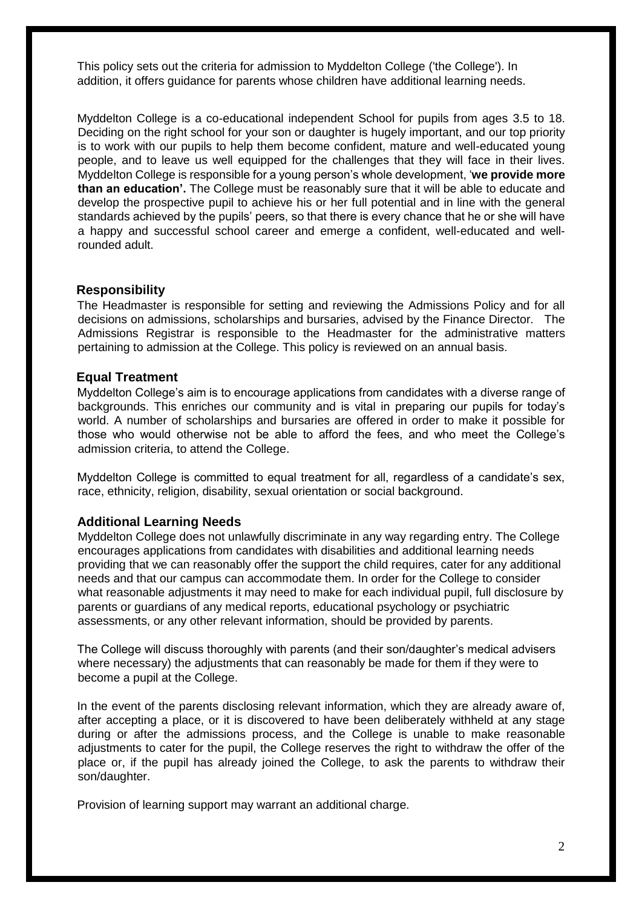This policy sets out the criteria for admission to Myddelton College ('the College'). In addition, it offers guidance for parents whose children have additional learning needs.

Myddelton College is a co-educational independent School for pupils from ages 3.5 to 18. Deciding on the right school for your son or daughter is hugely important, and our top priority is to work with our pupils to help them become confident, mature and well-educated young people, and to leave us well equipped for the challenges that they will face in their lives. Myddelton College is responsible for a young person's whole development, '**we provide more than an education'.** The College must be reasonably sure that it will be able to educate and develop the prospective pupil to achieve his or her full potential and in line with the general standards achieved by the pupils' peers, so that there is every chance that he or she will have a happy and successful school career and emerge a confident, well-educated and well-rounded adult.

## Responsibility

The Headmaster is responsible for setting and reviewing the Admissions Policy and for all decisions on admissions, scholarships and bursaries, advised by the Finance Director. The Admissions Registrar is responsible to the Headmaster for the administrative matters pertaining to admission at the College. This policy is reviewed on an annual basis.

## Equal Treatment

Myddelton College's aim is to encourage applications from candidates with a diverse range of backgrounds. This enriches our community and is vital in preparing our pupils for today's world. A number of scholarships and bursaries are offered in order to make it possible for those who would otherwise not be able to afford the fees, and who meet the College's admission criteria, to attend the College.

Myddelton College is committed to equal treatment for all, regardless of a candidate's sex, race, ethnicity, religion, disability, sexual orientation or social background.

## Additional Learning Needs

Myddelton College does not unlawfully discriminate in any way regarding entry. The College encourages applications from candidates with disabilities and additional learning needs providing that we can reasonably offer the support the child requires, cater for any additional needs and that our campus can accommodate them. In order for the College to consider what reasonable adjustments it may need to make for each individual pupil, full disclosure by parents or guardians of any medical reports, educational psychology or psychiatric assessments, or any other relevant information, should be provided by parents.

The College will discuss thoroughly with parents (and their son/daughter's medical advisers where necessary) the adjustments that can reasonably be made for them if they were to become a pupil at the College.

In the event of the parents disclosing relevant information, which they are already aware of, after accepting a place, or it is discovered to have been deliberately withheld at any stage during or after the admissions process, and the College is unable to make reasonable adjustments to cater for the pupil, the College reserves the right to withdraw the offer of the place or, if the pupil has already joined the College, to ask the parents to withdraw their son/daughter.

Provision of learning support may warrant an additional charge.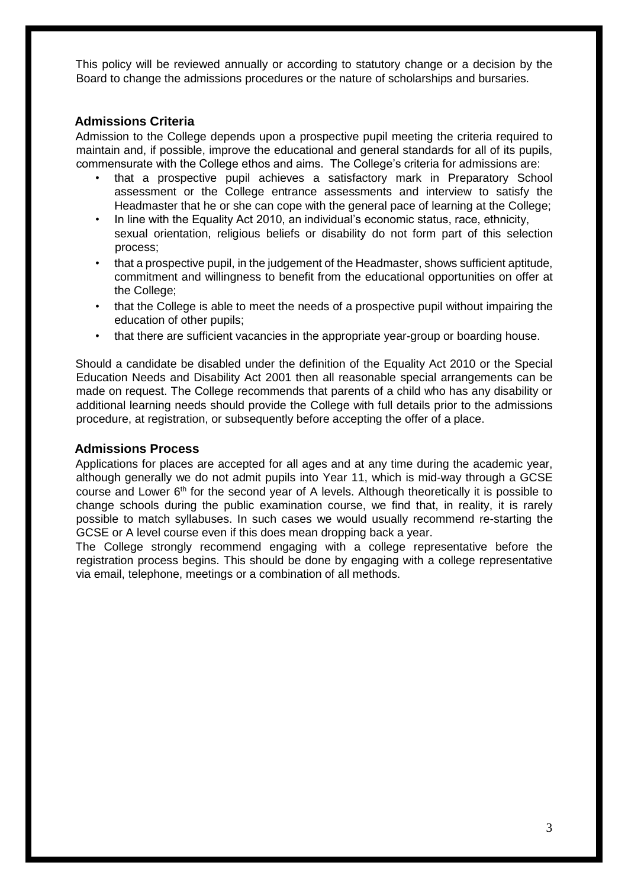This policy will be reviewed annually or according to statutory change or a decision by the Board to change the admissions procedures or the nature of scholarships and bursaries.

## Admissions Criteria

Admission to the College depends upon a prospective pupil meeting the criteria required to maintain and, if possible, improve the educational and general standards for all of its pupils, commensurate with the College ethos and aims. The College's criteria for admissions are:

- that a prospective pupil achieves a satisfactory mark in Preparatory School assessment or the College entrance assessments and interview to satisfy the Headmaster that he or she can cope with the general pace of learning at the College;
- In line with the Equality Act 2010, an individual's economic status, race, ethnicity, sexual orientation, religious beliefs or disability do not form part of this selection process;
- that a prospective pupil, in the judgement of the Headmaster, shows sufficient aptitude, commitment and willingness to benefit from the educational opportunities on offer at the College;
- that the College is able to meet the needs of a prospective pupil without impairing the education of other pupils;
- that there are sufficient vacancies in the appropriate year-group or boarding house.

Should a candidate be disabled under the definition of the Equality Act 2010 or the Special Education Needs and Disability Act 2001 then all reasonable special arrangements can be made on request. The College recommends that parents of a child who has any disability or additional learning needs should provide the College with full details prior to the admissions procedure, at registration, or subsequently before accepting the offer of a place.

## Admissions Process

Applications for places are accepted for all ages and at any time during the academic year, although generally we do not admit pupils into Year 11, which is mid-way through a GCSE course and Lower 6th for the second year of A levels. Although theoretically it is possible to change schools during the public examination course, we find that, in reality, it is rarely possible to match syllabuses. In such cases we would usually recommend re-starting the GCSE or A level course even if this does mean dropping back a year.

The College strongly recommend engaging with a college representative before the registration process begins. This should be done by engaging with a college representative via email, telephone, meetings or a combination of all methods.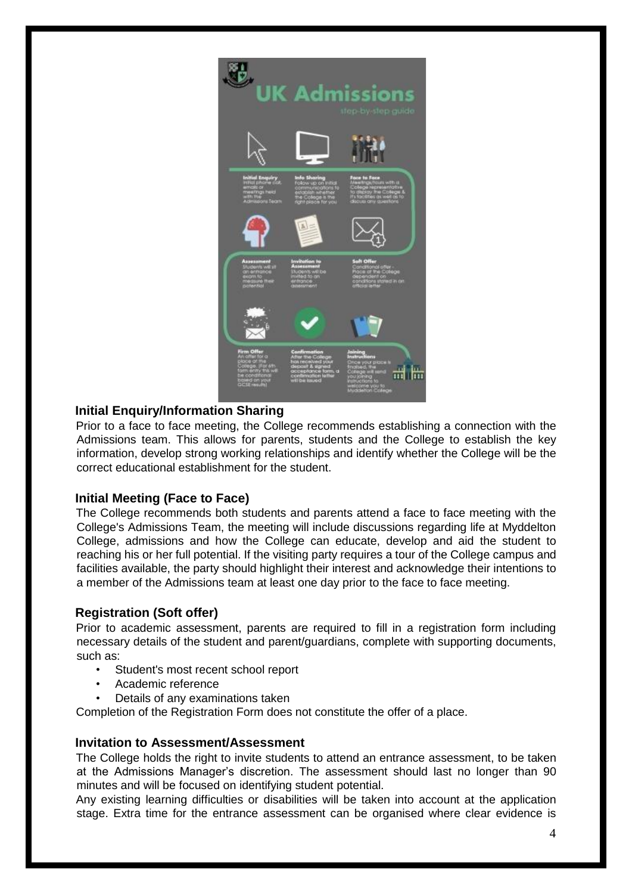# UK Admissions

step-by-step guide

**Initial Enquiry**
Initial phone call, emails or meetings held with the Admissions Team

**Info Sharing**
Follow up on initial communications to establish whether the College is the right place for you

**Face to Face**
Meetings/tours with a College representative to display the College & it's facilities as well as to discuss any questions

**Assessment**
Students will sit an entrance exam to measure their potential

**Invitation to Assessment**
Students will be invited to an entrance assessment

**Soft Offer**
Conditional offer - Place at the College dependent on conditions stated in an official letter

**Firm Offer**
An offer for a place at the College. (For 6th form entry this will be conditional based on your GCSE results)

**Confirmation**
After the College has received your deposit & signed acceptance form, a confirmation letter will be issued

**Joining Instructions**
Once your place is finalised, the College will send you joining instructions to welcome you to Myddelton College

### Initial Enquiry/Information Sharing

Prior to a face to face meeting, the College recommends establishing a connection with the Admissions team. This allows for parents, students and the College to establish the key information, develop strong working relationships and identify whether the College will be the correct educational establishment for the student.

### Initial Meeting (Face to Face)

The College recommends both students and parents attend a face to face meeting with the College's Admissions Team, the meeting will include discussions regarding life at Myddelton College, admissions and how the College can educate, develop and aid the student to reaching his or her full potential. If the visiting party requires a tour of the College campus and facilities available, the party should highlight their interest and acknowledge their intentions to a member of the Admissions team at least one day prior to the face to face meeting.

### Registration (Soft offer)

Prior to academic assessment, parents are required to fill in a registration form including necessary details of the student and parent/guardians, complete with supporting documents, such as:

- Student's most recent school report
- Academic reference
- Details of any examinations taken

Completion of the Registration Form does not constitute the offer of a place.

### Invitation to Assessment/Assessment

The College holds the right to invite students to attend an entrance assessment, to be taken at the Admissions Manager's discretion. The assessment should last no longer than 90 minutes and will be focused on identifying student potential.

Any existing learning difficulties or disabilities will be taken into account at the application stage. Extra time for the entrance assessment can be organised where clear evidence is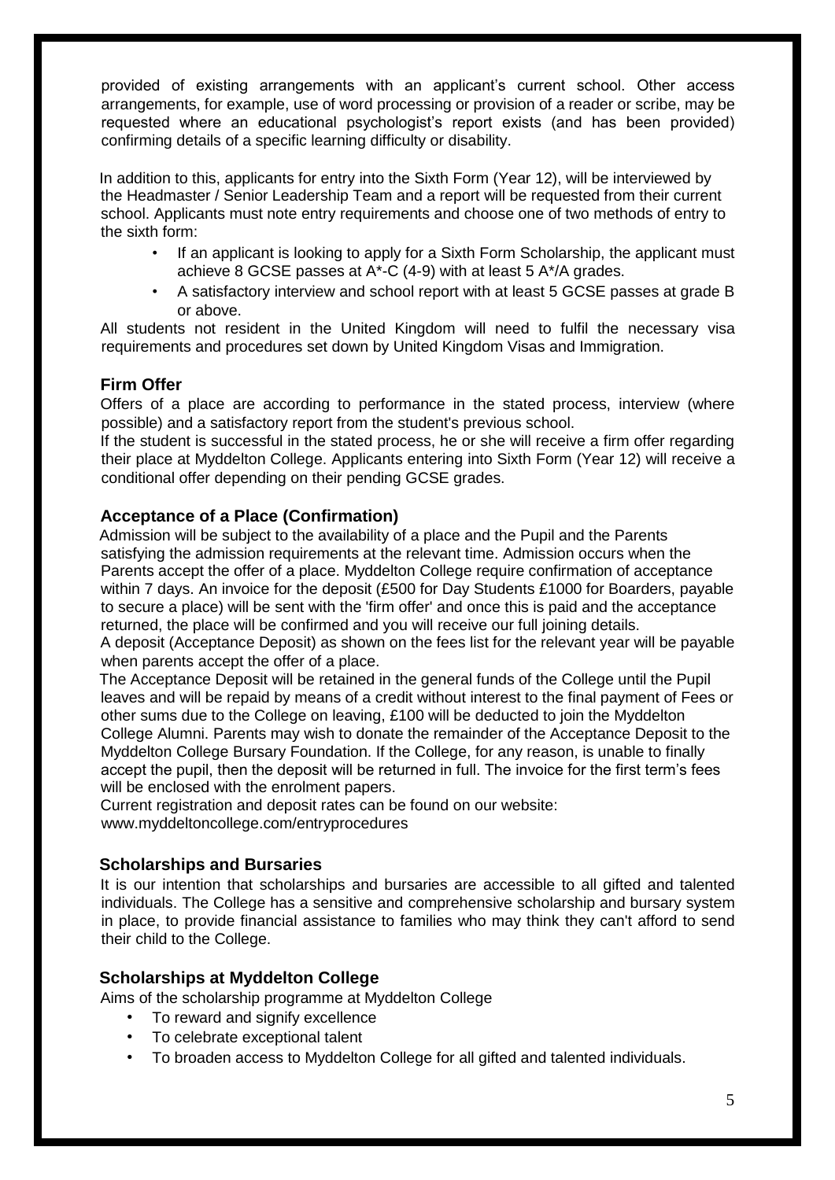provided of existing arrangements with an applicant's current school. Other access arrangements, for example, use of word processing or provision of a reader or scribe, may be requested where an educational psychologist's report exists (and has been provided) confirming details of a specific learning difficulty or disability.

In addition to this, applicants for entry into the Sixth Form (Year 12), will be interviewed by the Headmaster / Senior Leadership Team and a report will be requested from their current school. Applicants must note entry requirements and choose one of two methods of entry to the sixth form:

- If an applicant is looking to apply for a Sixth Form Scholarship, the applicant must achieve 8 GCSE passes at A*-C (4-9) with at least 5 A*/A grades.
- A satisfactory interview and school report with at least 5 GCSE passes at grade B or above.

All students not resident in the United Kingdom will need to fulfil the necessary visa requirements and procedures set down by United Kingdom Visas and Immigration.

### Firm Offer

Offers of a place are according to performance in the stated process, interview (where possible) and a satisfactory report from the student's previous school.

If the student is successful in the stated process, he or she will receive a firm offer regarding their place at Myddelton College. Applicants entering into Sixth Form (Year 12) will receive a conditional offer depending on their pending GCSE grades.

### Acceptance of a Place (Confirmation)

Admission will be subject to the availability of a place and the Pupil and the Parents satisfying the admission requirements at the relevant time. Admission occurs when the Parents accept the offer of a place. Myddelton College require confirmation of acceptance within 7 days. An invoice for the deposit (£500 for Day Students £1000 for Boarders, payable to secure a place) will be sent with the 'firm offer' and once this is paid and the acceptance returned, the place will be confirmed and you will receive our full joining details.

A deposit (Acceptance Deposit) as shown on the fees list for the relevant year will be payable when parents accept the offer of a place.

The Acceptance Deposit will be retained in the general funds of the College until the Pupil leaves and will be repaid by means of a credit without interest to the final payment of Fees or other sums due to the College on leaving, £100 will be deducted to join the Myddelton College Alumni. Parents may wish to donate the remainder of the Acceptance Deposit to the Myddelton College Bursary Foundation. If the College, for any reason, is unable to finally accept the pupil, then the deposit will be returned in full. The invoice for the first term's fees will be enclosed with the enrolment papers.

Current registration and deposit rates can be found on our website: www.myddeltoncollege.com/entryprocedures

### Scholarships and Bursaries

It is our intention that scholarships and bursaries are accessible to all gifted and talented individuals. The College has a sensitive and comprehensive scholarship and bursary system in place, to provide financial assistance to families who may think they can't afford to send their child to the College.

### Scholarships at Myddelton College

Aims of the scholarship programme at Myddelton College

- To reward and signify excellence
- To celebrate exceptional talent
- To broaden access to Myddelton College for all gifted and talented individuals.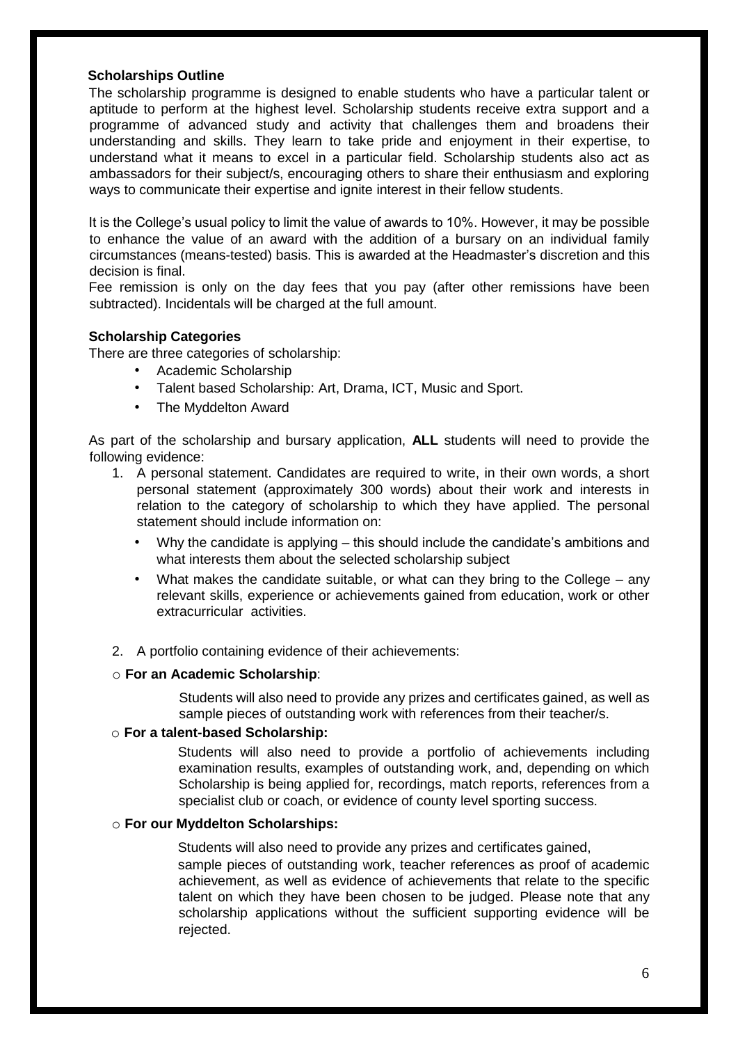## Scholarships Outline

The scholarship programme is designed to enable students who have a particular talent or aptitude to perform at the highest level. Scholarship students receive extra support and a programme of advanced study and activity that challenges them and broadens their understanding and skills. They learn to take pride and enjoyment in their expertise, to understand what it means to excel in a particular field. Scholarship students also act as ambassadors for their subject/s, encouraging others to share their enthusiasm and exploring ways to communicate their expertise and ignite interest in their fellow students.

It is the College's usual policy to limit the value of awards to 10%. However, it may be possible to enhance the value of an award with the addition of a bursary on an individual family circumstances (means-tested) basis. This is awarded at the Headmaster's discretion and this decision is final.

Fee remission is only on the day fees that you pay (after other remissions have been subtracted). Incidentals will be charged at the full amount.

## Scholarship Categories

There are three categories of scholarship:

- Academic Scholarship
- Talent based Scholarship: Art, Drama, ICT, Music and Sport.
- The Myddelton Award

As part of the scholarship and bursary application, **ALL** students will need to provide the following evidence:

1. A personal statement. Candidates are required to write, in their own words, a short personal statement (approximately 300 words) about their work and interests in relation to the category of scholarship to which they have applied. The personal statement should include information on:
   - Why the candidate is applying – this should include the candidate's ambitions and what interests them about the selected scholarship subject
   - What makes the candidate suitable, or what can they bring to the College – any relevant skills, experience or achievements gained from education, work or other extracurricular activities.

2. A portfolio containing evidence of their achievements:

- **For an Academic Scholarship**:

  Students will also need to provide any prizes and certificates gained, as well as sample pieces of outstanding work with references from their teacher/s.

- **For a talent-based Scholarship:**

  Students will also need to provide a portfolio of achievements including examination results, examples of outstanding work, and, depending on which Scholarship is being applied for, recordings, match reports, references from a specialist club or coach, or evidence of county level sporting success.

- **For our Myddelton Scholarships:**

  Students will also need to provide any prizes and certificates gained, sample pieces of outstanding work, teacher references as proof of academic achievement, as well as evidence of achievements that relate to the specific talent on which they have been chosen to be judged. Please note that any scholarship applications without the sufficient supporting evidence will be rejected.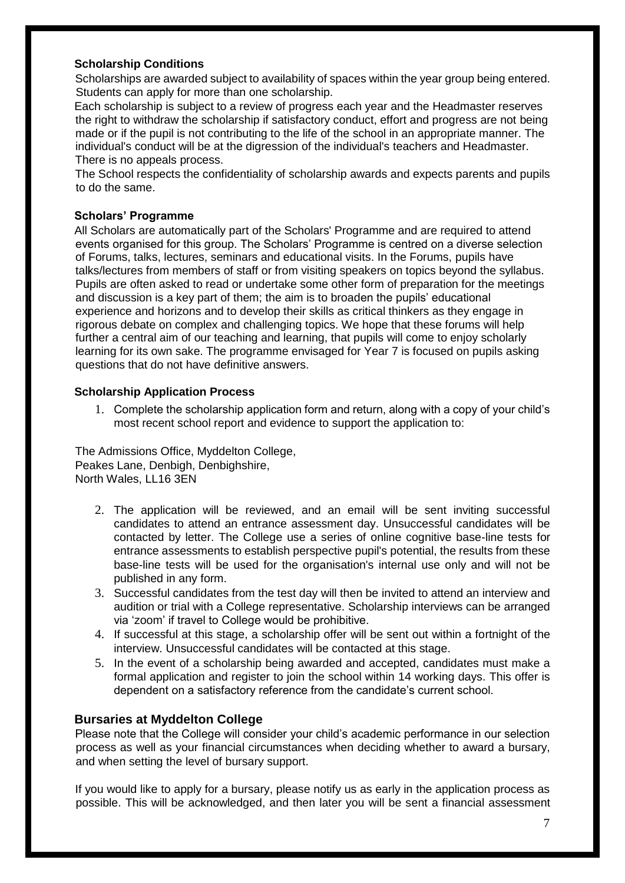### Scholarship Conditions

Scholarships are awarded subject to availability of spaces within the year group being entered. Students can apply for more than one scholarship.

Each scholarship is subject to a review of progress each year and the Headmaster reserves the right to withdraw the scholarship if satisfactory conduct, effort and progress are not being made or if the pupil is not contributing to the life of the school in an appropriate manner. The individual's conduct will be at the digression of the individual's teachers and Headmaster. There is no appeals process.

The School respects the confidentiality of scholarship awards and expects parents and pupils to do the same.

### Scholars' Programme

All Scholars are automatically part of the Scholars' Programme and are required to attend events organised for this group. The Scholars' Programme is centred on a diverse selection of Forums, talks, lectures, seminars and educational visits. In the Forums, pupils have talks/lectures from members of staff or from visiting speakers on topics beyond the syllabus. Pupils are often asked to read or undertake some other form of preparation for the meetings and discussion is a key part of them; the aim is to broaden the pupils' educational experience and horizons and to develop their skills as critical thinkers as they engage in rigorous debate on complex and challenging topics. We hope that these forums will help further a central aim of our teaching and learning, that pupils will come to enjoy scholarly learning for its own sake. The programme envisaged for Year 7 is focused on pupils asking questions that do not have definitive answers.

### Scholarship Application Process

1. Complete the scholarship application form and return, along with a copy of your child's most recent school report and evidence to support the application to:

The Admissions Office, Myddelton College,
Peakes Lane, Denbigh, Denbighshire,
North Wales, LL16 3EN

2. The application will be reviewed, and an email will be sent inviting successful candidates to attend an entrance assessment day. Unsuccessful candidates will be contacted by letter. The College use a series of online cognitive base-line tests for entrance assessments to establish perspective pupil's potential, the results from these base-line tests will be used for the organisation's internal use only and will not be published in any form.
3. Successful candidates from the test day will then be invited to attend an interview and audition or trial with a College representative. Scholarship interviews can be arranged via 'zoom' if travel to College would be prohibitive.
4. If successful at this stage, a scholarship offer will be sent out within a fortnight of the interview. Unsuccessful candidates will be contacted at this stage.
5. In the event of a scholarship being awarded and accepted, candidates must make a formal application and register to join the school within 14 working days. This offer is dependent on a satisfactory reference from the candidate's current school.

## Bursaries at Myddelton College

Please note that the College will consider your child's academic performance in our selection process as well as your financial circumstances when deciding whether to award a bursary, and when setting the level of bursary support.

If you would like to apply for a bursary, please notify us as early in the application process as possible. This will be acknowledged, and then later you will be sent a financial assessment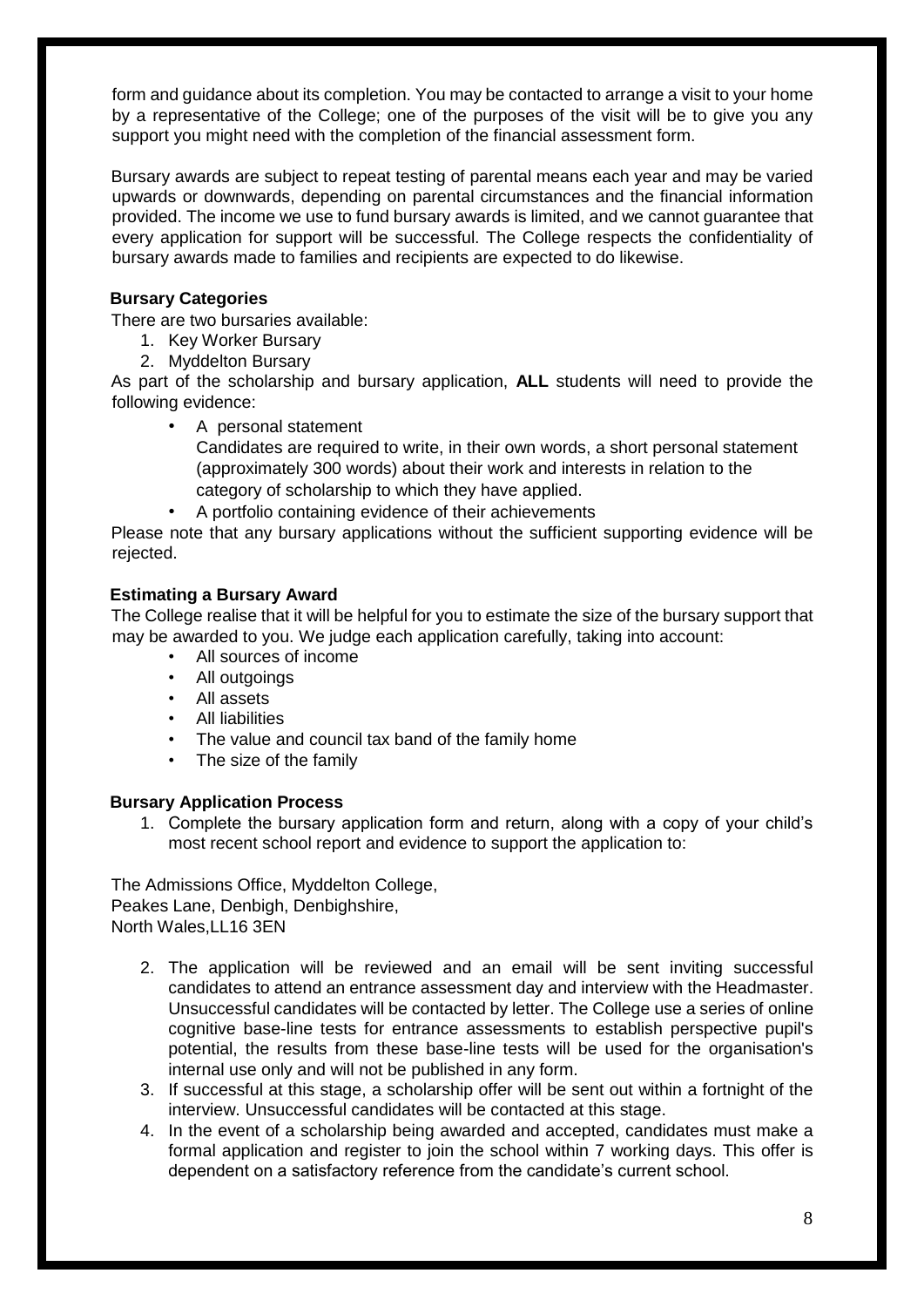form and guidance about its completion. You may be contacted to arrange a visit to your home by a representative of the College; one of the purposes of the visit will be to give you any support you might need with the completion of the financial assessment form.

Bursary awards are subject to repeat testing of parental means each year and may be varied upwards or downwards, depending on parental circumstances and the financial information provided. The income we use to fund bursary awards is limited, and we cannot guarantee that every application for support will be successful. The College respects the confidentiality of bursary awards made to families and recipients are expected to do likewise.

### Bursary Categories

There are two bursaries available:

1. Key Worker Bursary
2. Myddelton Bursary

As part of the scholarship and bursary application, **ALL** students will need to provide the following evidence:

- A personal statement
  Candidates are required to write, in their own words, a short personal statement (approximately 300 words) about their work and interests in relation to the category of scholarship to which they have applied.
- A portfolio containing evidence of their achievements

Please note that any bursary applications without the sufficient supporting evidence will be rejected.

### Estimating a Bursary Award

The College realise that it will be helpful for you to estimate the size of the bursary support that may be awarded to you. We judge each application carefully, taking into account:

- All sources of income
- All outgoings
- All assets
- All liabilities
- The value and council tax band of the family home
- The size of the family

### Bursary Application Process

1. Complete the bursary application form and return, along with a copy of your child's most recent school report and evidence to support the application to:

The Admissions Office, Myddelton College,
Peakes Lane, Denbigh, Denbighshire,
North Wales,LL16 3EN

2. The application will be reviewed and an email will be sent inviting successful candidates to attend an entrance assessment day and interview with the Headmaster. Unsuccessful candidates will be contacted by letter. The College use a series of online cognitive base-line tests for entrance assessments to establish perspective pupil's potential, the results from these base-line tests will be used for the organisation's internal use only and will not be published in any form.
3. If successful at this stage, a scholarship offer will be sent out within a fortnight of the interview. Unsuccessful candidates will be contacted at this stage.
4. In the event of a scholarship being awarded and accepted, candidates must make a formal application and register to join the school within 7 working days. This offer is dependent on a satisfactory reference from the candidate's current school.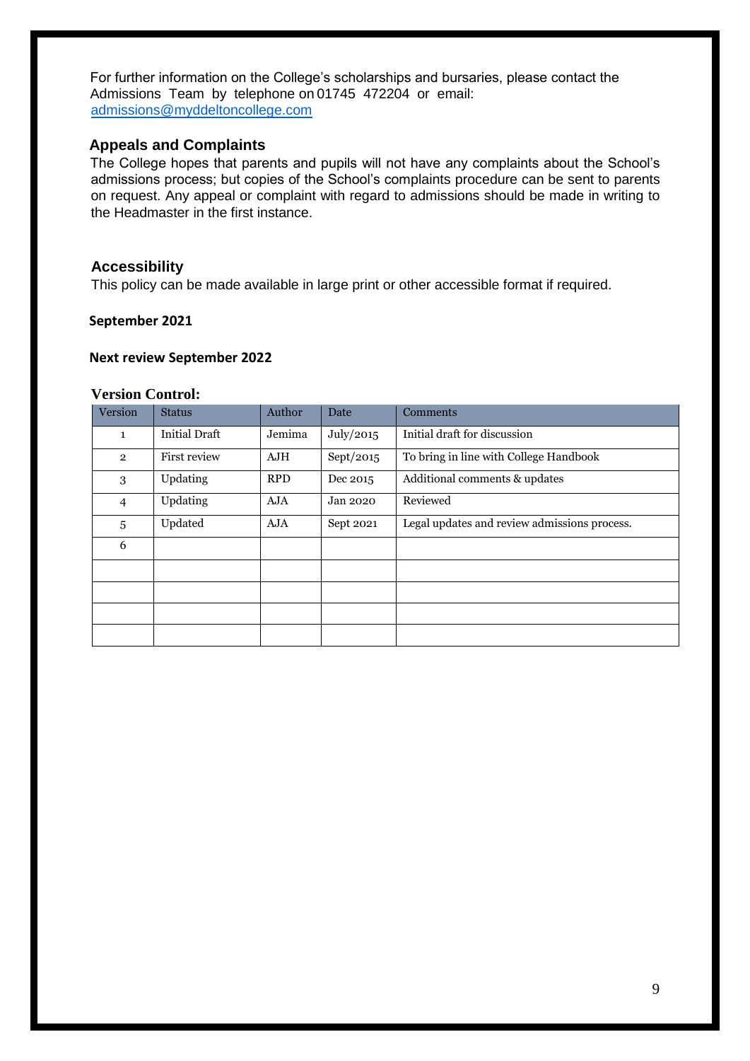For further information on the College's scholarships and bursaries, please contact the Admissions Team by telephone on 01745 472204 or email: admissions@myddeltoncollege.com

## Appeals and Complaints

The College hopes that parents and pupils will not have any complaints about the School's admissions process; but copies of the School's complaints procedure can be sent to parents on request. Any appeal or complaint with regard to admissions should be made in writing to the Headmaster in the first instance.

## Accessibility

This policy can be made available in large print or other accessible format if required.

**September 2021**

**Next review September 2022**

**Version Control:**

| Version | Status | Author | Date | Comments |
|---|---|---|---|---|
| 1 | Initial Draft | Jemima | July/2015 | Initial draft for discussion |
| 2 | First review | AJH | Sept/2015 | To bring in line with College Handbook |
| 3 | Updating | RPD | Dec 2015 | Additional comments & updates |
| 4 | Updating | AJA | Jan 2020 | Reviewed |
| 5 | Updated | AJA | Sept 2021 | Legal updates and review admissions process. |
| 6 | | | | |
| | | | | |
| | | | | |
| | | | | |
| | | | | |